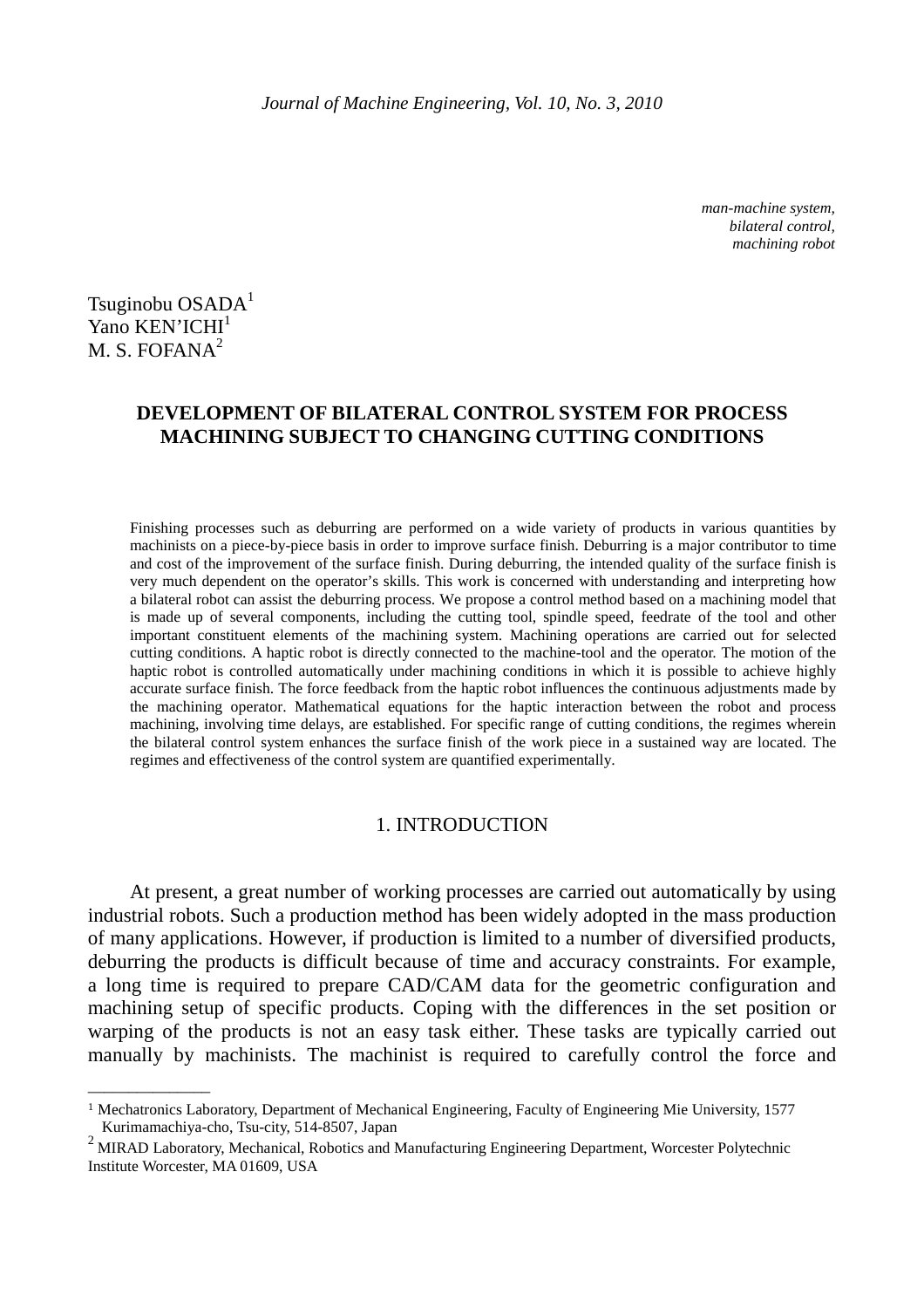*man-machine system, bilateral control, machining robot*

Tsuginobu OSADA[1]
Yano KEN'ICHI[1]
M. S. FOFANA[2]

# DEVELOPMENT OF BILATERAL CONTROL SYSTEM FOR PROCESS MACHINING SUBJECT TO CHANGING CUTTING CONDITIONS

Finishing processes such as deburring are performed on a wide variety of products in various quantities by machinists on a piece-by-piece basis in order to improve surface finish. Deburring is a major contributor to time and cost of the improvement of the surface finish. During deburring, the intended quality of the surface finish is very much dependent on the operator's skills. This work is concerned with understanding and interpreting how a bilateral robot can assist the deburring process. We propose a control method based on a machining model that is made up of several components, including the cutting tool, spindle speed, feedrate of the tool and other important constituent elements of the machining system. Machining operations are carried out for selected cutting conditions. A haptic robot is directly connected to the machine-tool and the operator. The motion of the haptic robot is controlled automatically under machining conditions in which it is possible to achieve highly accurate surface finish. The force feedback from the haptic robot influences the continuous adjustments made by the machining operator. Mathematical equations for the haptic interaction between the robot and process machining, involving time delays, are established. For specific range of cutting conditions, the regimes wherein the bilateral control system enhances the surface finish of the work piece in a sustained way are located. The regimes and effectiveness of the control system are quantified experimentally.

## 1. INTRODUCTION

At present, a great number of working processes are carried out automatically by using industrial robots. Such a production method has been widely adopted in the mass production of many applications. However, if production is limited to a number of diversified products, deburring the products is difficult because of time and accuracy constraints. For example, a long time is required to prepare CAD/CAM data for the geometric configuration and machining setup of specific products. Coping with the differences in the set position or warping of the products is not an easy task either. These tasks are typically carried out manually by machinists. The machinist is required to carefully control the force and

---

[1] Mechatronics Laboratory, Department of Mechanical Engineering, Faculty of Engineering Mie University, 1577 Kurimamachiya-cho, Tsu-city, 514-8507, Japan

[2] MIRAD Laboratory, Mechanical, Robotics and Manufacturing Engineering Department, Worcester Polytechnic Institute Worcester, MA 01609, USA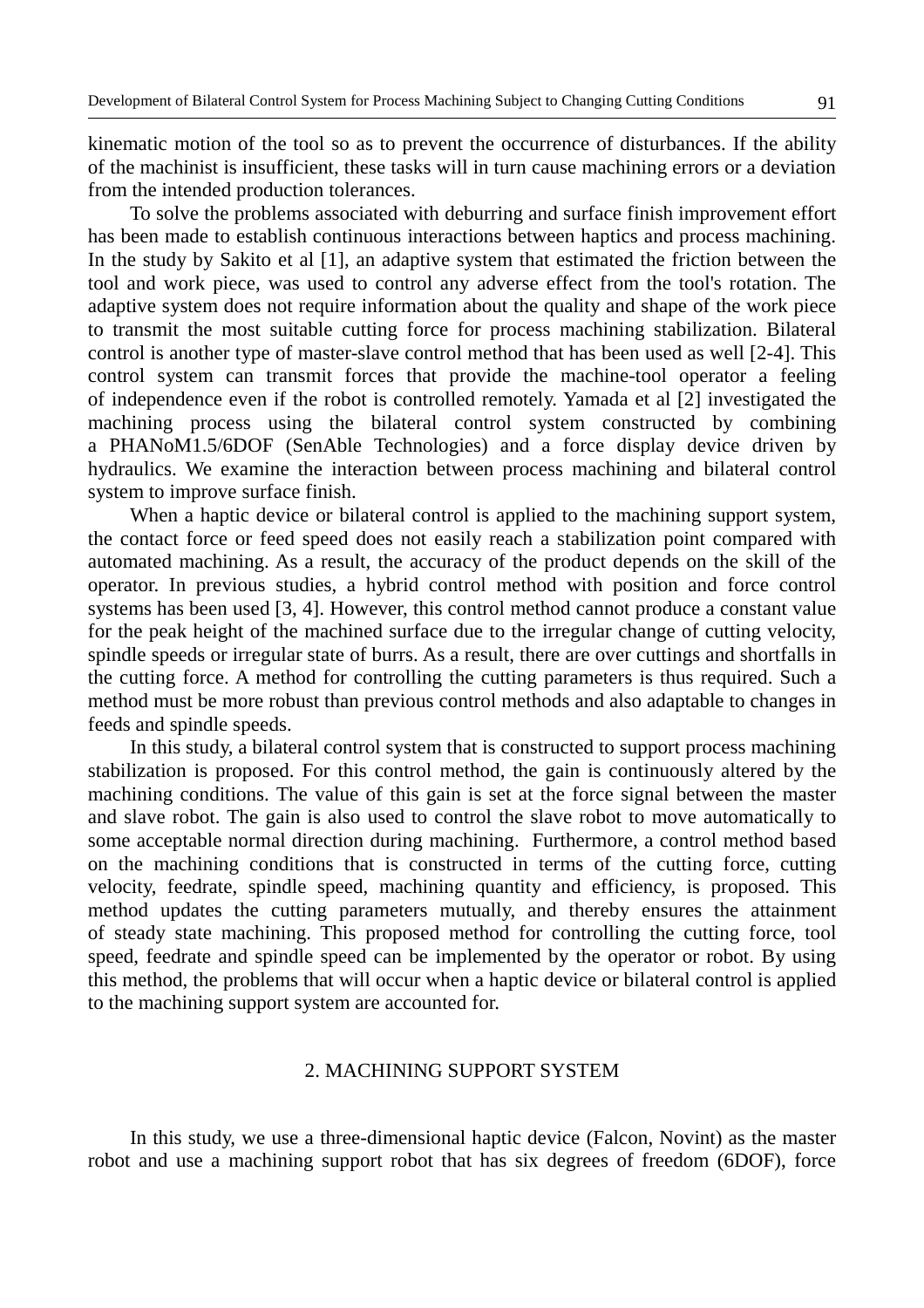kinematic motion of the tool so as to prevent the occurrence of disturbances. If the ability of the machinist is insufficient, these tasks will in turn cause machining errors or a deviation from the intended production tolerances.

To solve the problems associated with deburring and surface finish improvement effort has been made to establish continuous interactions between haptics and process machining. In the study by Sakito et al [1], an adaptive system that estimated the friction between the tool and work piece, was used to control any adverse effect from the tool's rotation. The adaptive system does not require information about the quality and shape of the work piece to transmit the most suitable cutting force for process machining stabilization. Bilateral control is another type of master-slave control method that has been used as well [2-4]. This control system can transmit forces that provide the machine-tool operator a feeling of independence even if the robot is controlled remotely. Yamada et al [2] investigated the machining process using the bilateral control system constructed by combining a PHANoM1.5/6DOF (SenAble Technologies) and a force display device driven by hydraulics. We examine the interaction between process machining and bilateral control system to improve surface finish.

When a haptic device or bilateral control is applied to the machining support system, the contact force or feed speed does not easily reach a stabilization point compared with automated machining. As a result, the accuracy of the product depends on the skill of the operator. In previous studies, a hybrid control method with position and force control systems has been used [3, 4]. However, this control method cannot produce a constant value for the peak height of the machined surface due to the irregular change of cutting velocity, spindle speeds or irregular state of burrs. As a result, there are over cuttings and shortfalls in the cutting force. A method for controlling the cutting parameters is thus required. Such a method must be more robust than previous control methods and also adaptable to changes in feeds and spindle speeds.

In this study, a bilateral control system that is constructed to support process machining stabilization is proposed. For this control method, the gain is continuously altered by the machining conditions. The value of this gain is set at the force signal between the master and slave robot. The gain is also used to control the slave robot to move automatically to some acceptable normal direction during machining. Furthermore, a control method based on the machining conditions that is constructed in terms of the cutting force, cutting velocity, feedrate, spindle speed, machining quantity and efficiency, is proposed. This method updates the cutting parameters mutually, and thereby ensures the attainment of steady state machining. This proposed method for controlling the cutting force, tool speed, feedrate and spindle speed can be implemented by the operator or robot. By using this method, the problems that will occur when a haptic device or bilateral control is applied to the machining support system are accounted for.

## 2. MACHINING SUPPORT SYSTEM

In this study, we use a three-dimensional haptic device (Falcon, Novint) as the master robot and use a machining support robot that has six degrees of freedom (6DOF), force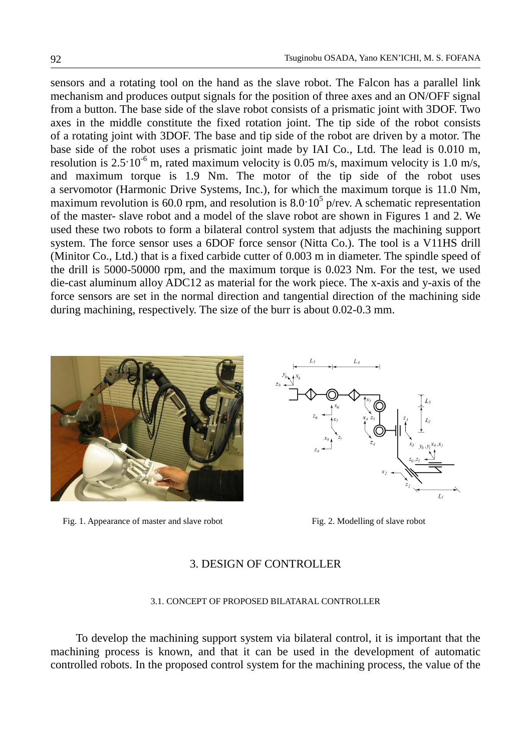sensors and a rotating tool on the hand as the slave robot. The Falcon has a parallel link mechanism and produces output signals for the position of three axes and an ON/OFF signal from a button. The base side of the slave robot consists of a prismatic joint with 3DOF. Two axes in the middle constitute the fixed rotation joint. The tip side of the robot consists of a rotating joint with 3DOF. The base and tip side of the robot are driven by a motor. The base side of the robot uses a prismatic joint made by IAI Co., Ltd. The lead is 0.010 m, resolution is $2.5 \cdot 10^{-6}$ m, rated maximum velocity is 0.05 m/s, maximum velocity is 1.0 m/s, and maximum torque is 1.9 Nm. The motor of the tip side of the robot uses a servomotor (Harmonic Drive Systems, Inc.), for which the maximum torque is 11.0 Nm, maximum revolution is 60.0 rpm, and resolution is $8.0 \cdot 10^{5}$ p/rev. A schematic representation of the master- slave robot and a model of the slave robot are shown in Figures 1 and 2. We used these two robots to form a bilateral control system that adjusts the machining support system. The force sensor uses a 6DOF force sensor (Nitta Co.). The tool is a V11HS drill (Minitor Co., Ltd.) that is a fixed carbide cutter of 0.003 m in diameter. The spindle speed of the drill is 5000-50000 rpm, and the maximum torque is 0.023 Nm. For the test, we used die-cast aluminum alloy ADC12 as material for the work piece. The x-axis and y-axis of the force sensors are set in the normal direction and tangential direction of the machining side during machining, respectively. The size of the burr is about 0.02-0.3 mm.

Fig. 1. Appearance of master and slave robot

Fig. 2. Modelling of slave robot

# 3. DESIGN OF CONTROLLER

## 3.1. CONCEPT OF PROPOSED BILATARAL CONTROLLER

To develop the machining support system via bilateral control, it is important that the machining process is known, and that it can be used in the development of automatic controlled robots. In the proposed control system for the machining process, the value of the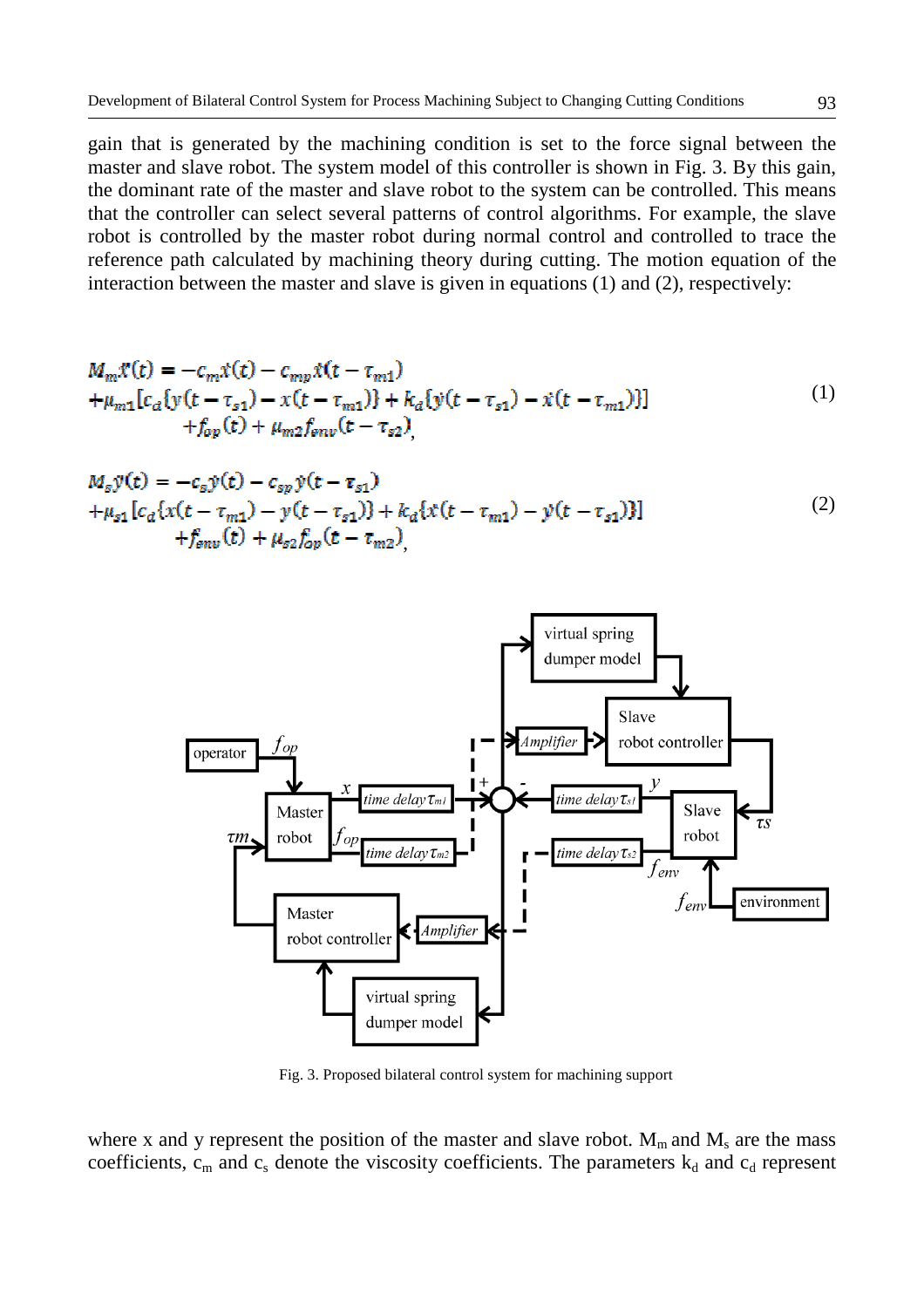gain that is generated by the machining condition is set to the force signal between the master and slave robot. The system model of this controller is shown in Fig. 3. By this gain, the dominant rate of the master and slave robot to the system can be controlled. This means that the controller can select several patterns of control algorithms. For example, the slave robot is controlled by the master robot during normal control and controlled to trace the reference path calculated by machining theory during cutting. The motion equation of the interaction between the master and slave is given in equations (1) and (2), respectively:

$$
\begin{aligned}
M_m\ddot{x}(t) &= -c_m\dot{x}(t) - c_{mp}\dot{x}(t-\tau_{m1}) \\
&+\mu_{m1}[c_d\{y(t-\tau_{s1}) - x(t-\tau_{m1})\} + k_d\{\dot{y}(t-\tau_{s1}) - \dot{x}(t-\tau_{m1})\}] \\
&\qquad +f_{op}(t) + \mu_{m2}f_{env}(t-\tau_{s2}),
\end{aligned}
\tag{1}
$$

$$
\begin{aligned}
M_s\ddot{y}(t) &= -c_s\dot{y}(t) - c_{sp}\dot{y}(t-\tau_{s1}) \\
&+\mu_{s1}[c_d\{x(t-\tau_{m1}) - y(t-\tau_{s1})\} + k_d\{\dot{x}(t-\tau_{m1}) - \dot{y}(t-\tau_{s1})\}] \\
&\qquad +f_{env}(t) + \mu_{s2}f_{op}(t-\tau_{m2}),
\end{aligned}
\tag{2}
$$

Fig. 3. Proposed bilateral control system for machining support

where x and y represent the position of the master and slave robot. $M_m$ and $M_s$ are the mass coefficients, $c_m$ and $c_s$ denote the viscosity coefficients. The parameters $k_d$ and $c_d$ represent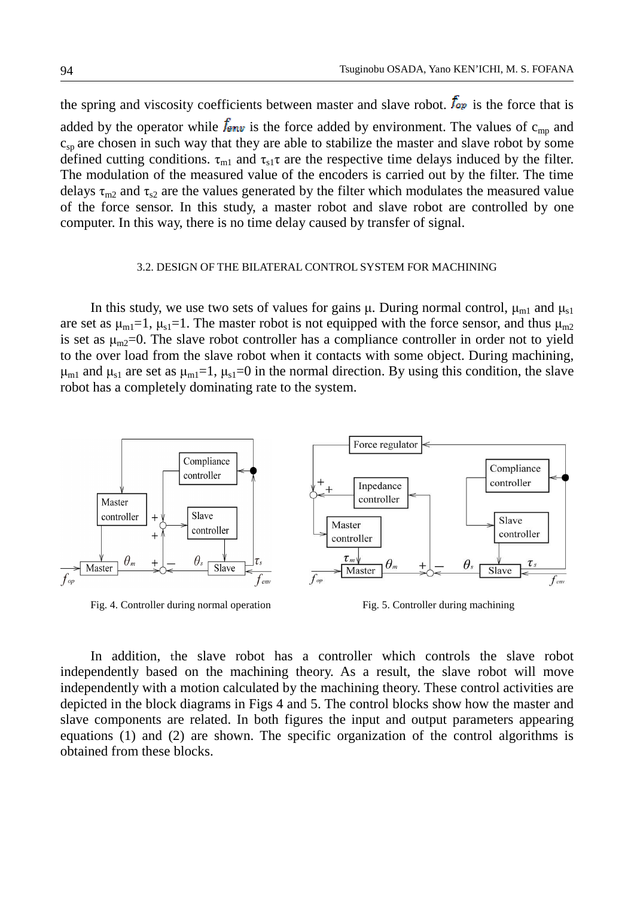the spring and viscosity coefficients between master and slave robot. $f_{op}$ is the force that is added by the operator while $f_{env}$ is the force added by environment. The values of $c_{mp}$ and $c_{sp}$ are chosen in such way that they are able to stabilize the master and slave robot by some defined cutting conditions. $\tau_{m1}$ and $\tau_{s1}\tau$ are the respective time delays induced by the filter. The modulation of the measured value of the encoders is carried out by the filter. The time delays $\tau_{m2}$ and $\tau_{s2}$ are the values generated by the filter which modulates the measured value of the force sensor. In this study, a master robot and slave robot are controlled by one computer. In this way, there is no time delay caused by transfer of signal.

### 3.2. DESIGN OF THE BILATERAL CONTROL SYSTEM FOR MACHINING

In this study, we use two sets of values for gains $\mu$. During normal control, $\mu_{m1}$ and $\mu_{s1}$ are set as $\mu_{m1}=1$, $\mu_{s1}=1$. The master robot is not equipped with the force sensor, and thus $\mu_{m2}$ is set as $\mu_{m2}=0$. The slave robot controller has a compliance controller in order not to yield to the over load from the slave robot when it contacts with some object. During machining, $\mu_{m1}$ and $\mu_{s1}$ are set as $\mu_{m1}=1$, $\mu_{s1}=0$ in the normal direction. By using this condition, the slave robot has a completely dominating rate to the system.

Fig. 4. Controller during normal operation

Fig. 5. Controller during machining

In addition, the slave robot has a controller which controls the slave robot independently based on the machining theory. As a result, the slave robot will move independently with a motion calculated by the machining theory. These control activities are depicted in the block diagrams in Figs 4 and 5. The control blocks show how the master and slave components are related. In both figures the input and output parameters appearing equations (1) and (2) are shown. The specific organization of the control algorithms is obtained from these blocks.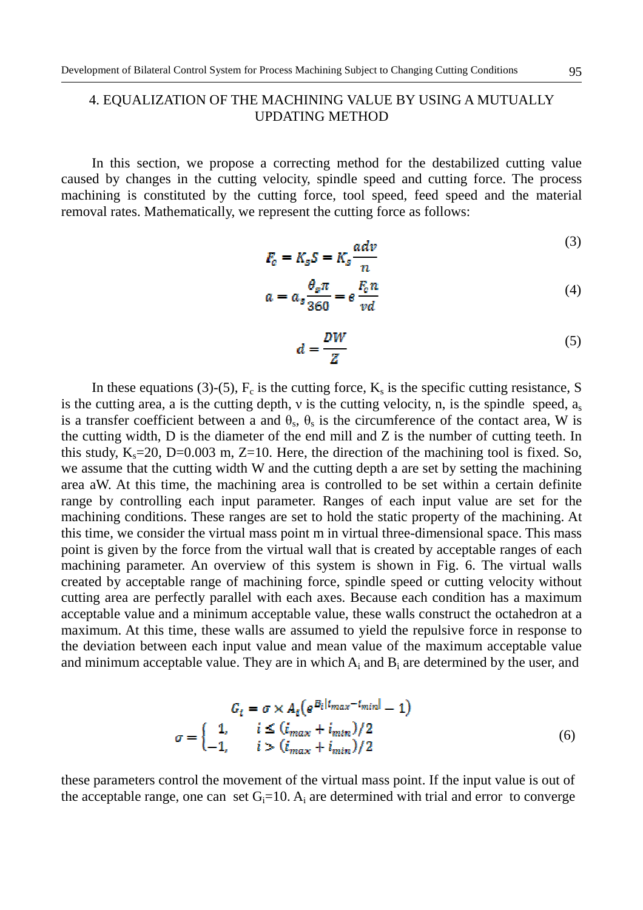## 4. EQUALIZATION OF THE MACHINING VALUE BY USING A MUTUALLY UPDATING METHOD

In this section, we propose a correcting method for the destabilized cutting value caused by changes in the cutting velocity, spindle speed and cutting force. The process machining is constituted by the cutting force, tool speed, feed speed and the material removal rates. Mathematically, we represent the cutting force as follows:

$$F_c = K_s S = K_s \frac{adv}{n} \tag{3}$$

$$a = a_s \frac{\theta_s \pi}{360} = e \frac{F_c n}{vd} \tag{4}$$

$$d = \frac{DW}{Z} \tag{5}$$

In these equations (3)-(5), $F_c$ is the cutting force, $K_s$ is the specific cutting resistance, S is the cutting area, a is the cutting depth, v is the cutting velocity, n, is the spindle speed, $a_s$ is a transfer coefficient between a and $\theta_s$, $\theta_s$ is the circumference of the contact area, W is the cutting width, D is the diameter of the end mill and Z is the number of cutting teeth. In this study, $K_s$=20, D=0.003 m, Z=10. Here, the direction of the machining tool is fixed. So, we assume that the cutting width W and the cutting depth a are set by setting the machining area aW. At this time, the machining area is controlled to be set within a certain definite range by controlling each input parameter. Ranges of each input value are set for the machining conditions. These ranges are set to hold the static property of the machining. At this time, we consider the virtual mass point m in virtual three-dimensional space. This mass point is given by the force from the virtual wall that is created by acceptable ranges of each machining parameter. An overview of this system is shown in Fig. 6. The virtual walls created by acceptable range of machining force, spindle speed or cutting velocity without cutting area are perfectly parallel with each axes. Because each condition has a maximum acceptable value and a minimum acceptable value, these walls construct the octahedron at a maximum. At this time, these walls are assumed to yield the repulsive force in response to the deviation between each input value and mean value of the maximum acceptable value and minimum acceptable value. They are in which $A_i$ and $B_i$ are determined by the user, and

$$G_i = \sigma \times A_i\left(e^{B_i|i_{max}-i_{min}|} - 1\right)$$
$$\sigma = \begin{cases} 1, & i \leq (i_{max} + i_{min})/2 \\ -1, & i > (i_{max} + i_{min})/2 \end{cases} \tag{6}$$

these parameters control the movement of the virtual mass point. If the input value is out of the acceptable range, one can set $G_i$=10. $A_i$ are determined with trial and error to converge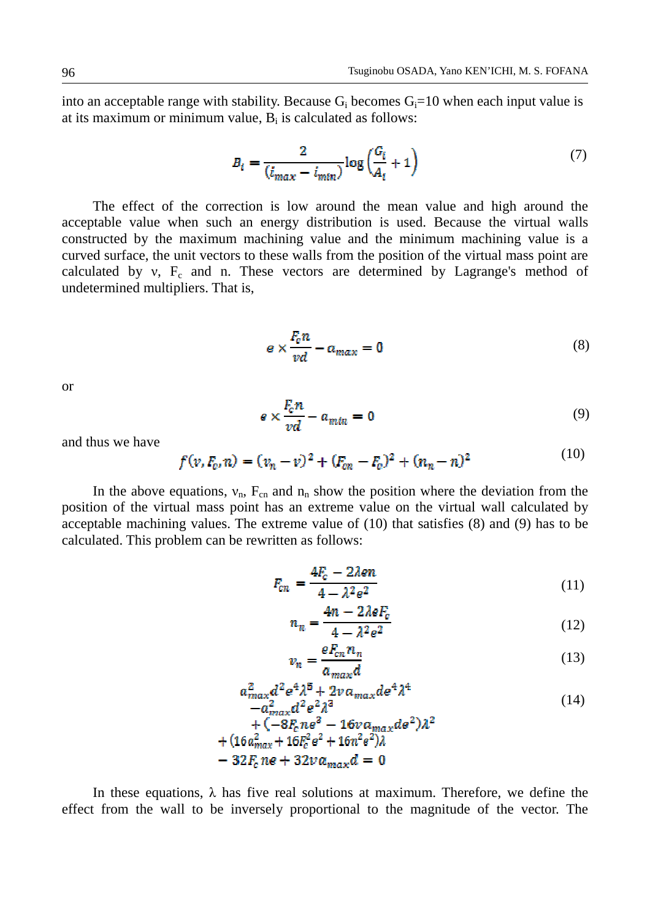into an acceptable range with stability. Because $G_i$ becomes $G_i$=10 when each input value is at its maximum or minimum value, $B_i$ is calculated as follows:

$$B_i = \frac{2}{(i_{max} - i_{min})} \log\left(\frac{G_i}{A_i} + 1\right) \tag{7}$$

The effect of the correction is low around the mean value and high around the acceptable value when such an energy distribution is used. Because the virtual walls constructed by the maximum machining value and the minimum machining value is a curved surface, the unit vectors to these walls from the position of the virtual mass point are calculated by ν, $F_c$ and n. These vectors are determined by Lagrange's method of undetermined multipliers. That is,

$$e \times \frac{F_c n}{v d} - a_{max} = 0 \tag{8}$$

or

$$e \times \frac{F_c n}{v d} - a_{min} = 0 \tag{9}$$

and thus we have

$$f(v, F_c, n) = (v_n - v)^2 + (F_{cn} - F_c)^2 + (n_n - n)^2 \tag{10}$$

In the above equations, $v_n$, $F_{cn}$ and $n_n$ show the position where the deviation from the position of the virtual mass point has an extreme value on the virtual wall calculated by acceptable machining values. The extreme value of (10) that satisfies (8) and (9) has to be calculated. This problem can be rewritten as follows:

$$F_{cn} = \frac{4F_c - 2\lambda e n}{4 - \lambda^2 e^2} \tag{11}$$

$$n_n = \frac{4n - 2\lambda e F_c}{4 - \lambda^2 e^2} \tag{12}$$

$$v_n = \frac{e F_{cn} n_n}{a_{max} d} \tag{13}$$

$$\begin{aligned} &a_{max}^2 d^2 e^4 \lambda^5 + 2v a_{max} d e^4 \lambda^4 \\ &- a_{max}^2 d^2 e^2 \lambda^3 \\ &+ (-8F_c n e^3 - 16 v a_{max} d e^2)\lambda^2 \\ &+ (16 a_{max}^2 + 16 F_c^2 e^2 + 16 n^2 e^2)\lambda \\ &- 32 F_c n e + 32 v a_{max} d = 0 \end{aligned} \tag{14}$$

In these equations, λ has five real solutions at maximum. Therefore, we define the effect from the wall to be inversely proportional to the magnitude of the vector. The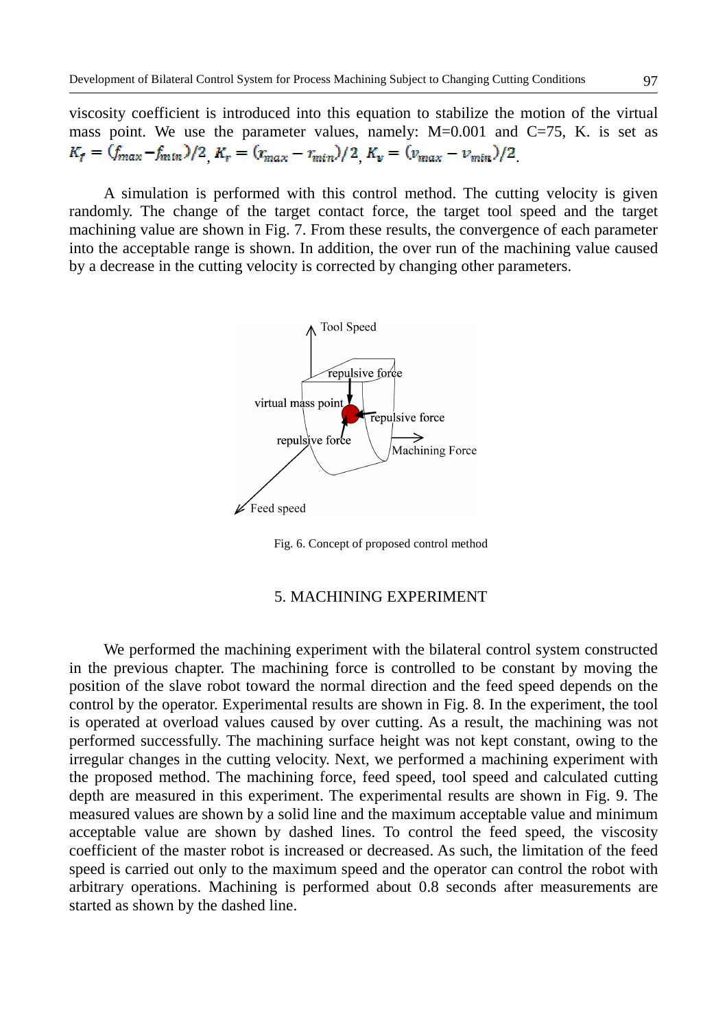viscosity coefficient is introduced into this equation to stabilize the motion of the virtual mass point. We use the parameter values, namely: M=0.001 and C=75, K. is set as $K_f = (f_{max} - f_{min})/2$, $K_r = (r_{max} - r_{min})/2$, $K_v = (v_{max} - v_{min})/2$.

A simulation is performed with this control method. The cutting velocity is given randomly. The change of the target contact force, the target tool speed and the target machining value are shown in Fig. 7. From these results, the convergence of each parameter into the acceptable range is shown. In addition, the over run of the machining value caused by a decrease in the cutting velocity is corrected by changing other parameters.

Fig. 6. Concept of proposed control method

## 5. MACHINING EXPERIMENT

We performed the machining experiment with the bilateral control system constructed in the previous chapter. The machining force is controlled to be constant by moving the position of the slave robot toward the normal direction and the feed speed depends on the control by the operator. Experimental results are shown in Fig. 8. In the experiment, the tool is operated at overload values caused by over cutting. As a result, the machining was not performed successfully. The machining surface height was not kept constant, owing to the irregular changes in the cutting velocity. Next, we performed a machining experiment with the proposed method. The machining force, feed speed, tool speed and calculated cutting depth are measured in this experiment. The experimental results are shown in Fig. 9. The measured values are shown by a solid line and the maximum acceptable value and minimum acceptable value are shown by dashed lines. To control the feed speed, the viscosity coefficient of the master robot is increased or decreased. As such, the limitation of the feed speed is carried out only to the maximum speed and the operator can control the robot with arbitrary operations. Machining is performed about 0.8 seconds after measurements are started as shown by the dashed line.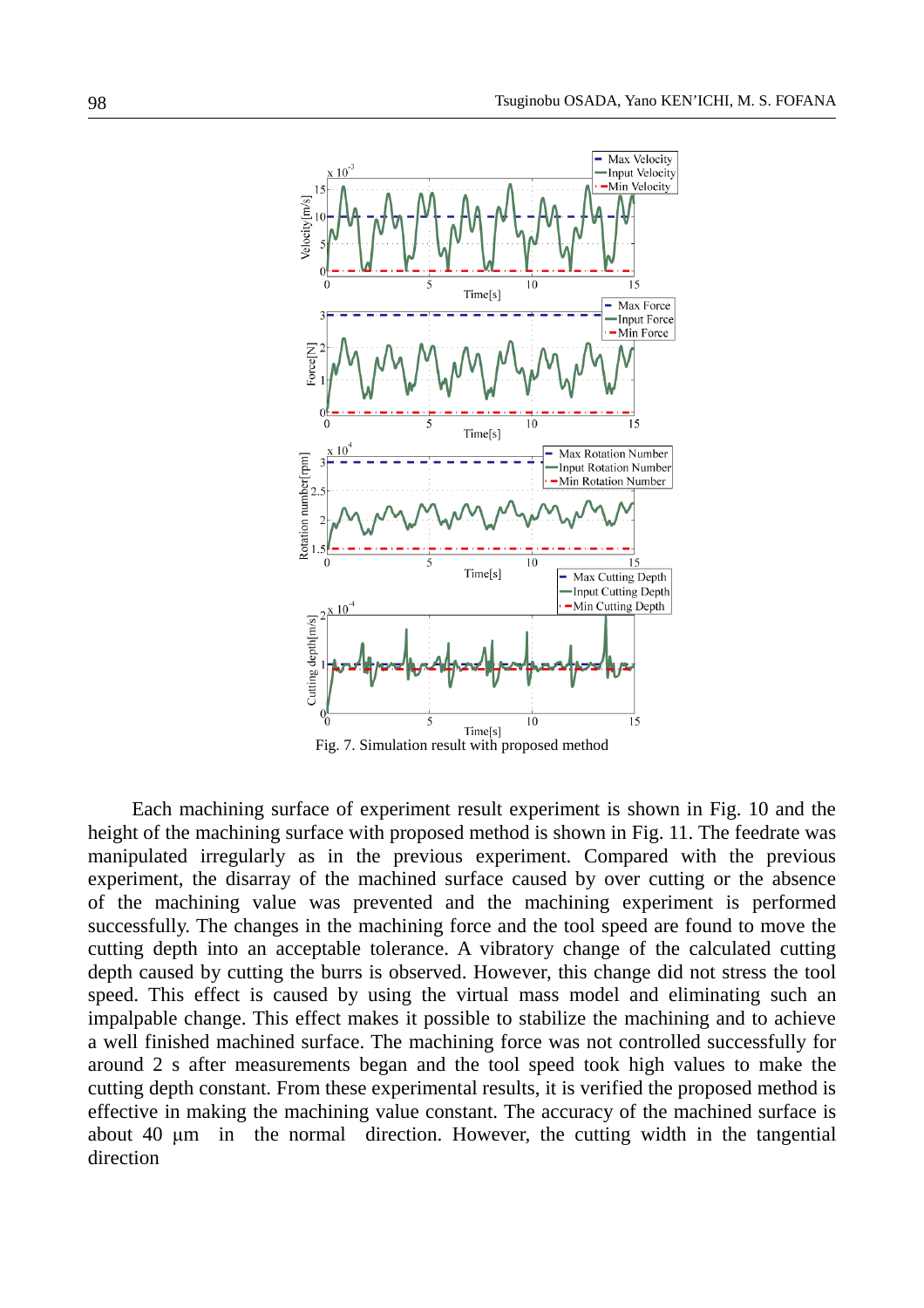Fig. 7. Simulation result with proposed method

Each machining surface of experiment result experiment is shown in Fig. 10 and the height of the machining surface with proposed method is shown in Fig. 11. The feedrate was manipulated irregularly as in the previous experiment. Compared with the previous experiment, the disarray of the machined surface caused by over cutting or the absence of the machining value was prevented and the machining experiment is performed successfully. The changes in the machining force and the tool speed are found to move the cutting depth into an acceptable tolerance. A vibratory change of the calculated cutting depth caused by cutting the burrs is observed. However, this change did not stress the tool speed. This effect is caused by using the virtual mass model and eliminating such an impalpable change. This effect makes it possible to stabilize the machining and to achieve a well finished machined surface. The machining force was not controlled successfully for around 2 s after measurements began and the tool speed took high values to make the cutting depth constant. From these experimental results, it is verified the proposed method is effective in making the machining value constant. The accuracy of the machined surface is about 40 μm in the normal direction. However, the cutting width in the tangential direction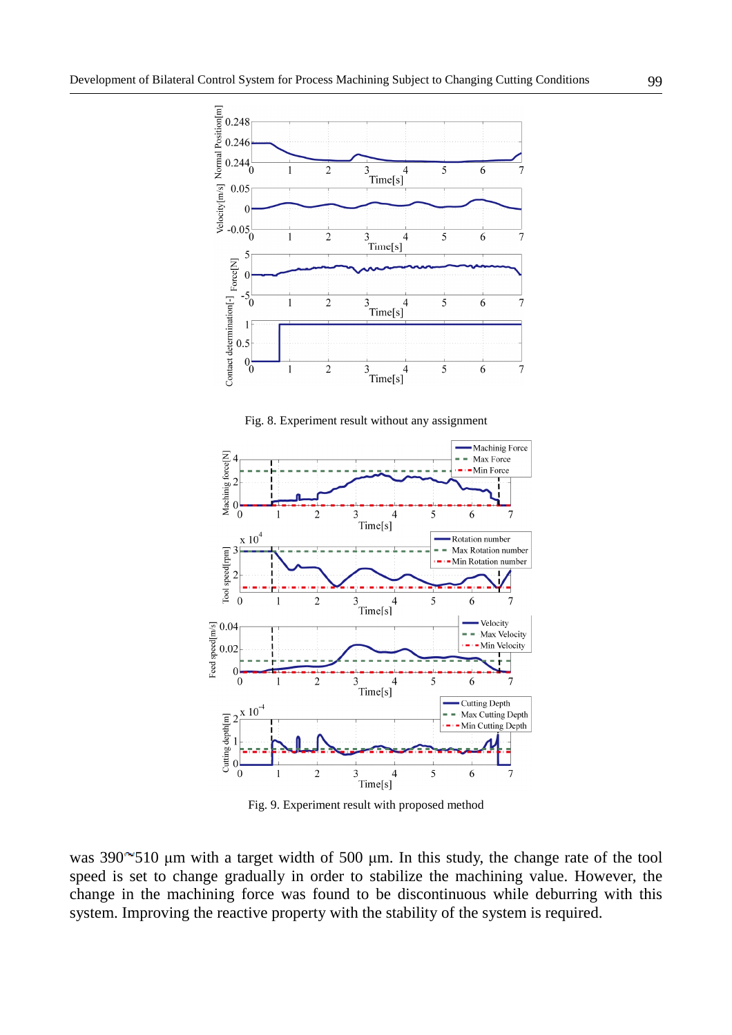Fig. 8. Experiment result without any assignment

Fig. 9. Experiment result with proposed method

was 390~510 μm with a target width of 500 μm. In this study, the change rate of the tool speed is set to change gradually in order to stabilize the machining value. However, the change in the machining force was found to be discontinuous while deburring with this system. Improving the reactive property with the stability of the system is required.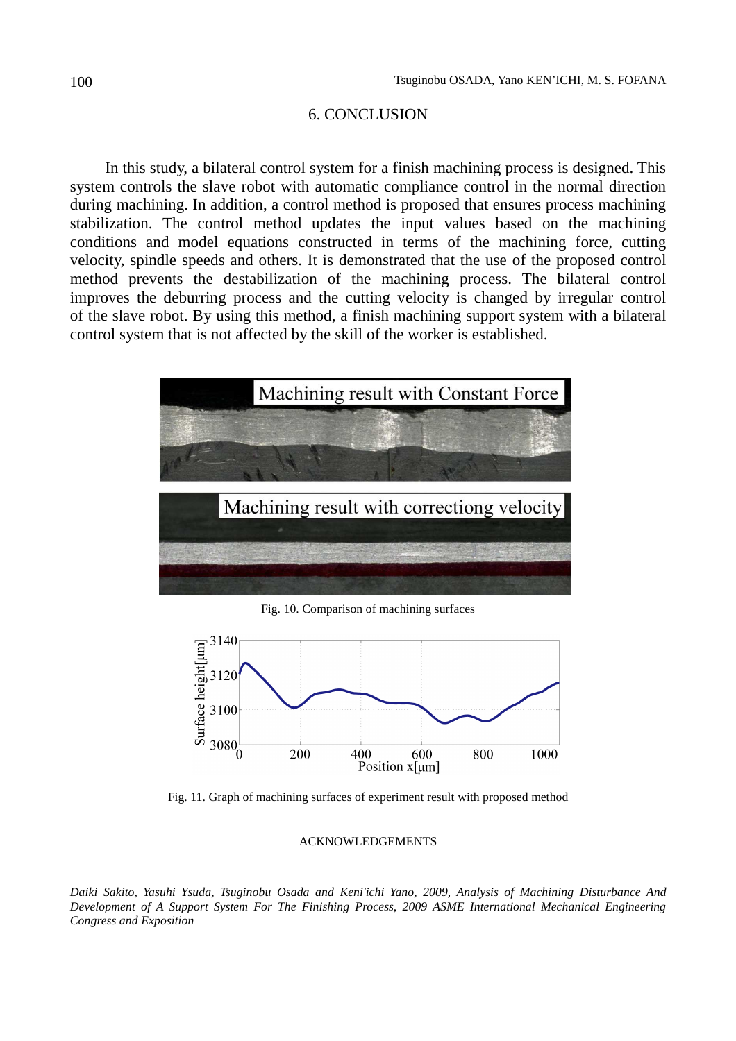## 6. CONCLUSION

In this study, a bilateral control system for a finish machining process is designed. This system controls the slave robot with automatic compliance control in the normal direction during machining. In addition, a control method is proposed that ensures process machining stabilization. The control method updates the input values based on the machining conditions and model equations constructed in terms of the machining force, cutting velocity, spindle speeds and others. It is demonstrated that the use of the proposed control method prevents the destabilization of the machining process. The bilateral control improves the deburring process and the cutting velocity is changed by irregular control of the slave robot. By using this method, a finish machining support system with a bilateral control system that is not affected by the skill of the worker is established.

Fig. 10. Comparison of machining surfaces

Fig. 11. Graph of machining surfaces of experiment result with proposed method

ACKNOWLEDGEMENTS

*Daiki Sakito, Yasuhi Ysuda, Tsuginobu Osada and Keni'ichi Yano, 2009, Analysis of Machining Disturbance And Development of A Support System For The Finishing Process, 2009 ASME International Mechanical Engineering Congress and Exposition*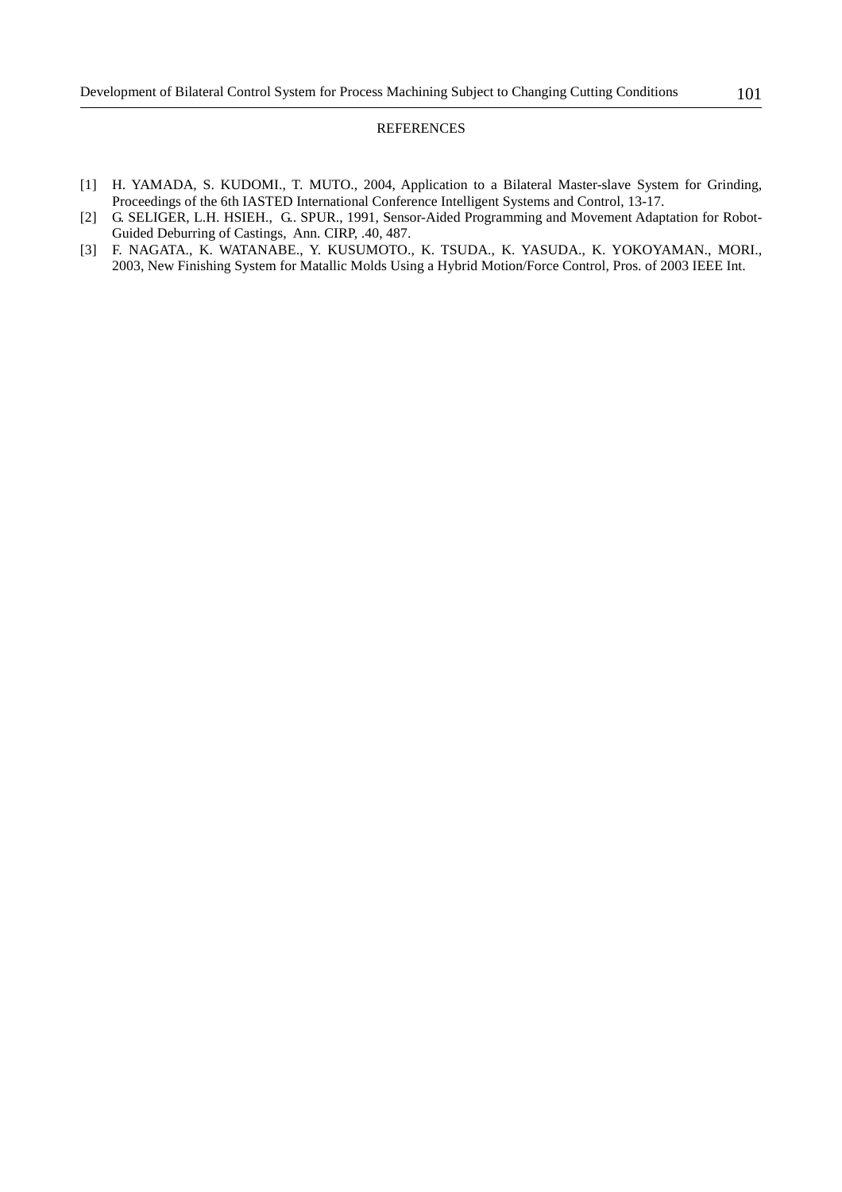## REFERENCES

[1] H. YAMADA, S. KUDOMI., T. MUTO., 2004, Application to a Bilateral Master-slave System for Grinding, Proceedings of the 6th IASTED International Conference Intelligent Systems and Control, 13-17.

[2] G. SELIGER, L.H. HSIEH., G.. SPUR., 1991, Sensor-Aided Programming and Movement Adaptation for Robot-Guided Deburring of Castings, Ann. CIRP, .40, 487.

[3] F. NAGATA., K. WATANABE., Y. KUSUMOTO., K. TSUDA., K. YASUDA., K. YOKOYAMAN., MORI., 2003, New Finishing System for Matallic Molds Using a Hybrid Motion/Force Control, Pros. of 2003 IEEE Int.